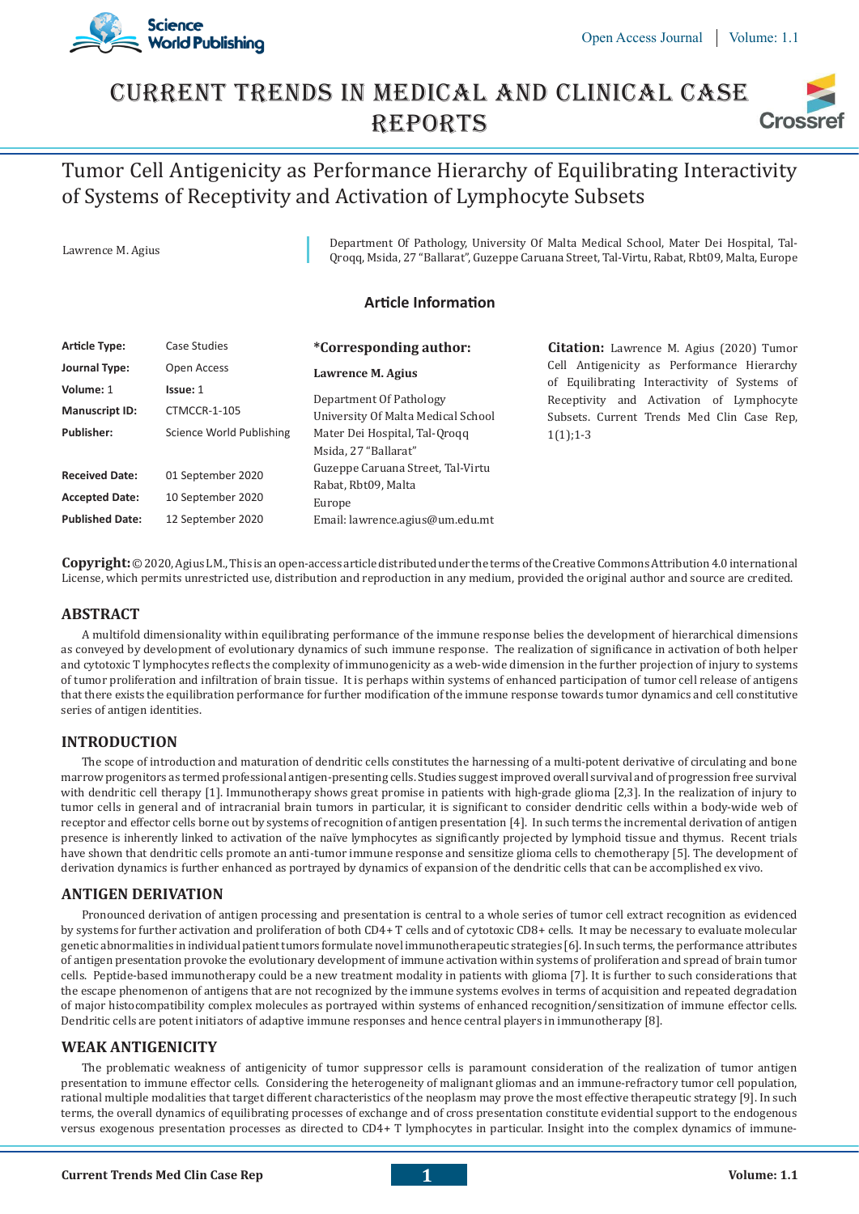# Tumor Cell Antigenicity as Performance Hierarchy of Equilibrating Interactivity of Systems of Receptivity and Activation of Lymphocyte Subsets

Lawrence M. Agius

Department Of Pathology, University Of Malta Medical School, Mater Dei Hospital, Tal-Qroqq, Msida, 27 "Ballarat", Guzeppe Caruana Street, Tal-Virtu, Rabat, Rbt09, Malta, Europe

## Article Information

**Article Type:** Case Studies
**Journal Type:** Open Access
**Volume:** 1 **Issue:** 1
**Manuscript ID:** CTMCCR-1-105
**Publisher:** Science World Publishing

**Received Date:** 01 September 2020
**Accepted Date:** 10 September 2020
**Published Date:** 12 September 2020

**\*Corresponding author:**

**Lawrence M. Agius**

Department Of Pathology
University Of Malta Medical School
Mater Dei Hospital, Tal-Qroqq
Msida, 27 "Ballarat"
Guzeppe Caruana Street, Tal-Virtu
Rabat, Rbt09, Malta
Europe
Email: lawrence.agius@um.edu.mt

**Citation:** Lawrence M. Agius (2020) Tumor Cell Antigenicity as Performance Hierarchy of Equilibrating Interactivity of Systems of Receptivity and Activation of Lymphocyte Subsets. Current Trends Med Clin Case Rep, 1(1);1-3

**Copyright:** © 2020, Agius LM., This is an open-access article distributed under the terms of the Creative Commons Attribution 4.0 international License, which permits unrestricted use, distribution and reproduction in any medium, provided the original author and source are credited.

## ABSTRACT

A multifold dimensionality within equilibrating performance of the immune response belies the development of hierarchical dimensions as conveyed by development of evolutionary dynamics of such immune response. The realization of significance in activation of both helper and cytotoxic T lymphocytes reflects the complexity of immunogenicity as a web-wide dimension in the further projection of injury to systems of tumor proliferation and infiltration of brain tissue. It is perhaps within systems of enhanced participation of tumor cell release of antigens that there exists the equilibration performance for further modification of the immune response towards tumor dynamics and cell constitutive series of antigen identities.

## INTRODUCTION

The scope of introduction and maturation of dendritic cells constitutes the harnessing of a multi-potent derivative of circulating and bone marrow progenitors as termed professional antigen-presenting cells. Studies suggest improved overall survival and of progression free survival with dendritic cell therapy [1]. Immunotherapy shows great promise in patients with high-grade glioma [2,3]. In the realization of injury to tumor cells in general and of intracranial brain tumors in particular, it is significant to consider dendritic cells within a body-wide web of receptor and effector cells borne out by systems of recognition of antigen presentation [4]. In such terms the incremental derivation of antigen presence is inherently linked to activation of the naïve lymphocytes as significantly projected by lymphoid tissue and thymus. Recent trials have shown that dendritic cells promote an anti-tumor immune response and sensitize glioma cells to chemotherapy [5]. The development of derivation dynamics is further enhanced as portrayed by dynamics of expansion of the dendritic cells that can be accomplished ex vivo.

## ANTIGEN DERIVATION

Pronounced derivation of antigen processing and presentation is central to a whole series of tumor cell extract recognition as evidenced by systems for further activation and proliferation of both CD4+ T cells and of cytotoxic CD8+ cells. It may be necessary to evaluate molecular genetic abnormalities in individual patient tumors formulate novel immunotherapeutic strategies [6]. In such terms, the performance attributes of antigen presentation provoke the evolutionary development of immune activation within systems of proliferation and spread of brain tumor cells. Peptide-based immunotherapy could be a new treatment modality in patients with glioma [7]. It is further to such considerations that the escape phenomenon of antigens that are not recognized by the immune systems evolves in terms of acquisition and repeated degradation of major histocompatibility complex molecules as portrayed within systems of enhanced recognition/sensitization of immune effector cells. Dendritic cells are potent initiators of adaptive immune responses and hence central players in immunotherapy [8].

## WEAK ANTIGENICITY

The problematic weakness of antigenicity of tumor suppressor cells is paramount consideration of the realization of tumor antigen presentation to immune effector cells. Considering the heterogeneity of malignant gliomas and an immune-refractory tumor cell population, rational multiple modalities that target different characteristics of the neoplasm may prove the most effective therapeutic strategy [9]. In such terms, the overall dynamics of equilibrating processes of exchange and of cross presentation constitute evidential support to the endogenous versus exogenous presentation processes as directed to CD4+ T lymphocytes in particular. Insight into the complex dynamics of immune-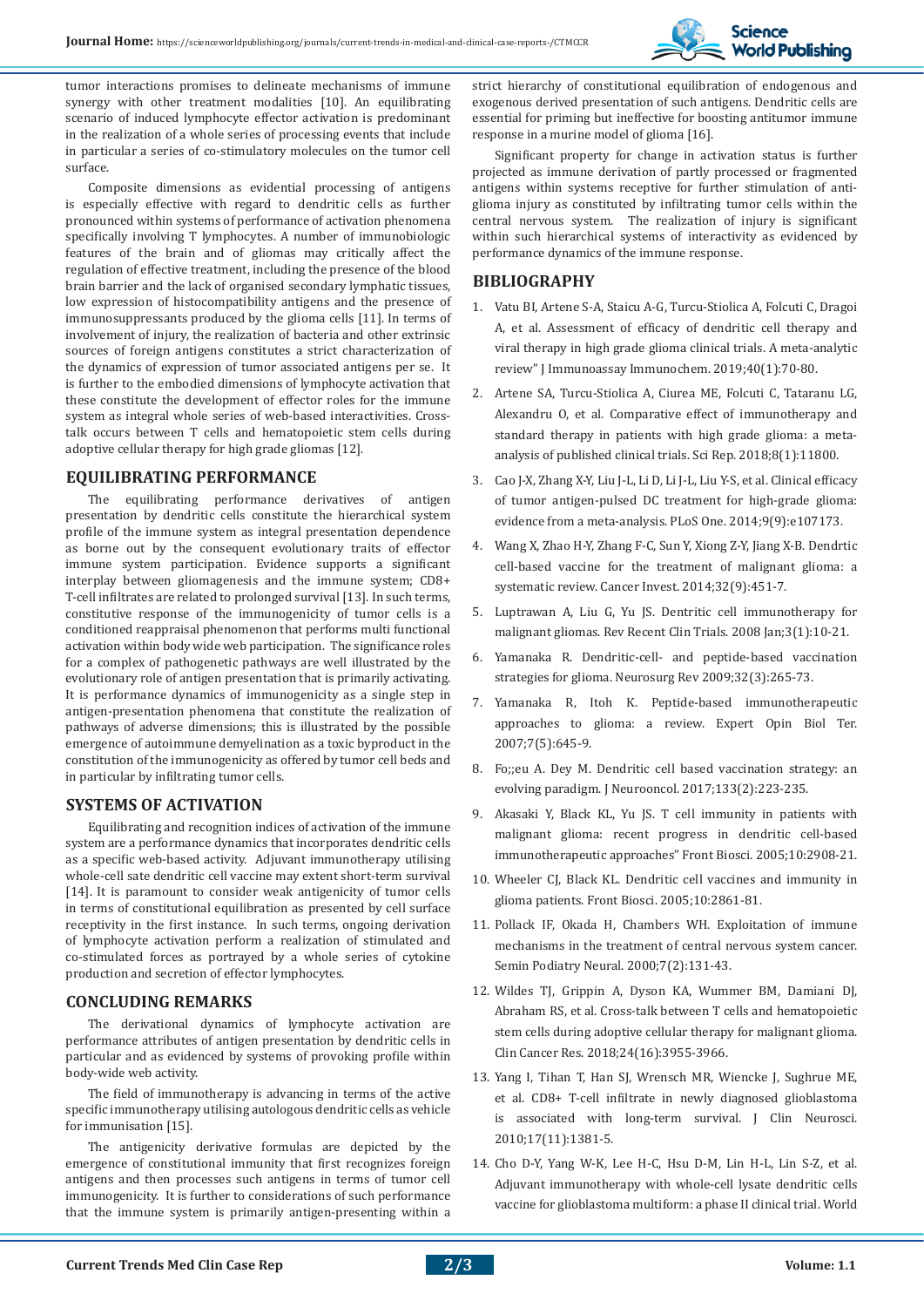tumor interactions promises to delineate mechanisms of immune synergy with other treatment modalities [10]. An equilibrating scenario of induced lymphocyte effector activation is predominant in the realization of a whole series of processing events that include in particular a series of co-stimulatory molecules on the tumor cell surface.

Composite dimensions as evidential processing of antigens is especially effective with regard to dendritic cells as further pronounced within systems of performance of activation phenomena specifically involving T lymphocytes. A number of immunobiologic features of the brain and of gliomas may critically affect the regulation of effective treatment, including the presence of the blood brain barrier and the lack of organised secondary lymphatic tissues, low expression of histocompatibility antigens and the presence of immunosuppressants produced by the glioma cells [11]. In terms of involvement of injury, the realization of bacteria and other extrinsic sources of foreign antigens constitutes a strict characterization of the dynamics of expression of tumor associated antigens per se. It is further to the embodied dimensions of lymphocyte activation that these constitute the development of effector roles for the immune system as integral whole series of web-based interactivities. Cross-talk occurs between T cells and hematopoietic stem cells during adoptive cellular therapy for high grade gliomas [12].

## EQUILIBRATING PERFORMANCE

The equilibrating performance derivatives of antigen presentation by dendritic cells constitute the hierarchical system profile of the immune system as integral presentation dependence as borne out by the consequent evolutionary traits of effector immune system participation. Evidence supports a significant interplay between gliomagenesis and the immune system; CD8+ T-cell infiltrates are related to prolonged survival [13]. In such terms, constitutive response of the immunogenicity of tumor cells is a conditioned reappraisal phenomenon that performs multi functional activation within body wide web participation. The significance roles for a complex of pathogenetic pathways are well illustrated by the evolutionary role of antigen presentation that is primarily activating. It is performance dynamics of immunogenicity as a single step in antigen-presentation phenomena that constitute the realization of pathways of adverse dimensions; this is illustrated by the possible emergence of autoimmune demyelination as a toxic byproduct in the constitution of the immunogenicity as offered by tumor cell beds and in particular by infiltrating tumor cells.

## SYSTEMS OF ACTIVATION

Equilibrating and recognition indices of activation of the immune system are a performance dynamics that incorporates dendritic cells as a specific web-based activity. Adjuvant immunotherapy utilising whole-cell sate dendritic cell vaccine may extent short-term survival [14]. It is paramount to consider weak antigenicity of tumor cells in terms of constitutional equilibration as presented by cell surface receptivity in the first instance. In such terms, ongoing derivation of lymphocyte activation perform a realization of stimulated and co-stimulated forces as portrayed by a whole series of cytokine production and secretion of effector lymphocytes.

## CONCLUDING REMARKS

The derivational dynamics of lymphocyte activation are performance attributes of antigen presentation by dendritic cells in particular and as evidenced by systems of provoking profile within body-wide web activity.

The field of immunotherapy is advancing in terms of the active specific immunotherapy utilising autologous dendritic cells as vehicle for immunisation [15].

The antigenicity derivative formulas are depicted by the emergence of constitutional immunity that first recognizes foreign antigens and then processes such antigens in terms of tumor cell immunogenicity. It is further to considerations of such performance that the immune system is primarily antigen-presenting within a strict hierarchy of constitutional equilibration of endogenous and exogenous derived presentation of such antigens. Dendritic cells are essential for priming but ineffective for boosting antitumor immune response in a murine model of glioma [16].

Significant property for change in activation status is further projected as immune derivation of partly processed or fragmented antigens within systems receptive for further stimulation of anti-glioma injury as constituted by infiltrating tumor cells within the central nervous system. The realization of injury is significant within such hierarchical systems of interactivity as evidenced by performance dynamics of the immune response.

## BIBLIOGRAPHY

1. Vatu BI, Artene S-A, Staicu A-G, Turcu-Stiolica A, Folcuti C, Dragoi A, et al. Assessment of efficacy of dendritic cell therapy and viral therapy in high grade glioma clinical trials. A meta-analytic review" J Immunoassay Immunochem. 2019;40(1):70-80.
2. Artene SA, Turcu-Stiolica A, Ciurea ME, Folcuti C, Tataranu LG, Alexandru O, et al. Comparative effect of immunotherapy and standard therapy in patients with high grade glioma: a meta-analysis of published clinical trials. Sci Rep. 2018;8(1):11800.
3. Cao J-X, Zhang X-Y, Liu J-L, Li D, Li J-L, Liu Y-S, et al. Clinical efficacy of tumor antigen-pulsed DC treatment for high-grade glioma: evidence from a meta-analysis. PLoS One. 2014;9(9):e107173.
4. Wang X, Zhao H-Y, Zhang F-C, Sun Y, Xiong Z-Y, Jiang X-B. Dendrtic cell-based vaccine for the treatment of malignant glioma: a systematic review. Cancer Invest. 2014;32(9):451-7.
5. Luptrawan A, Liu G, Yu JS. Dentritic cell immunotherapy for malignant gliomas. Rev Recent Clin Trials. 2008 Jan;3(1):10-21.
6. Yamanaka R. Dendritic-cell- and peptide-based vaccination strategies for glioma. Neurosurg Rev 2009;32(3):265-73.
7. Yamanaka R, Itoh K. Peptide-based immunotherapeutic approaches to glioma: a review. Expert Opin Biol Ter. 2007;7(5):645-9.
8. Fo;;eu A. Dey M. Dendritic cell based vaccination strategy: an evolving paradigm. J Neurooncol. 2017;133(2):223-235.
9. Akasaki Y, Black KL, Yu JS. T cell immunity in patients with malignant glioma: recent progress in dendritic cell-based immunotherapeutic approaches" Front Biosci. 2005;10:2908-21.
10. Wheeler CJ, Black KL. Dendritic cell vaccines and immunity in glioma patients. Front Biosci. 2005;10:2861-81.
11. Pollack IF, Okada H, Chambers WH. Exploitation of immune mechanisms in the treatment of central nervous system cancer. Semin Podiatry Neural. 2000;7(2):131-43.
12. Wildes TJ, Grippin A, Dyson KA, Wummer BM, Damiani DJ, Abraham RS, et al. Cross-talk between T cells and hematopoietic stem cells during adoptive cellular therapy for malignant glioma. Clin Cancer Res. 2018;24(16):3955-3966.
13. Yang I, Tihan T, Han SJ, Wrensch MR, Wiencke J, Sughrue ME, et al. CD8+ T-cell infiltrate in newly diagnosed glioblastoma is associated with long-term survival. J Clin Neurosci. 2010;17(11):1381-5.
14. Cho D-Y, Yang W-K, Lee H-C, Hsu D-M, Lin H-L, Lin S-Z, et al. Adjuvant immunotherapy with whole-cell lysate dendritic cells vaccine for glioblastoma multiform: a phase II clinical trial. World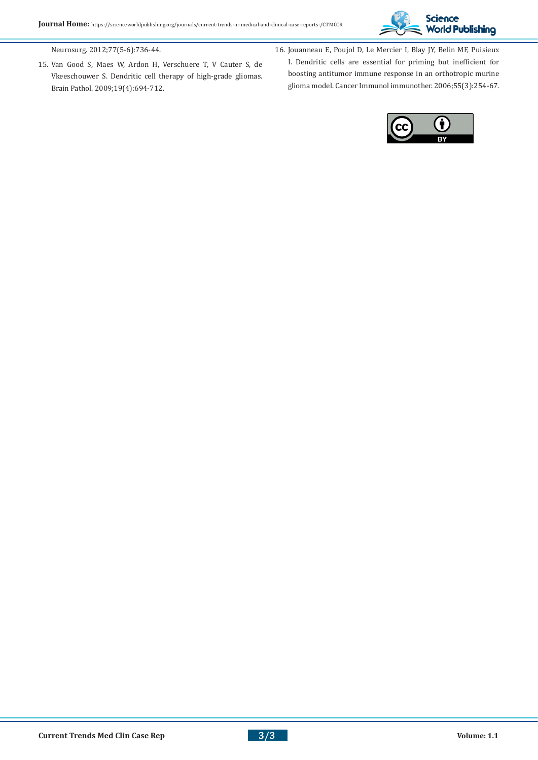Neurosurg. 2012;77(5-6):736-44.

15. Van Good S, Maes W, Ardon H, Verschuere T, V Cauter S, de Vkeeschouwer S. Dendritic cell therapy of high-grade gliomas. Brain Pathol. 2009;19(4):694-712.
16. Jouanneau E, Poujol D, Le Mercier I, Blay JY, Belin MF, Puisieux I. Dendritic cells are essential for priming but inefficient for boosting antitumor immune response in an orthotropic murine glioma model. Cancer Immunol immunother. 2006;55(3):254-67.